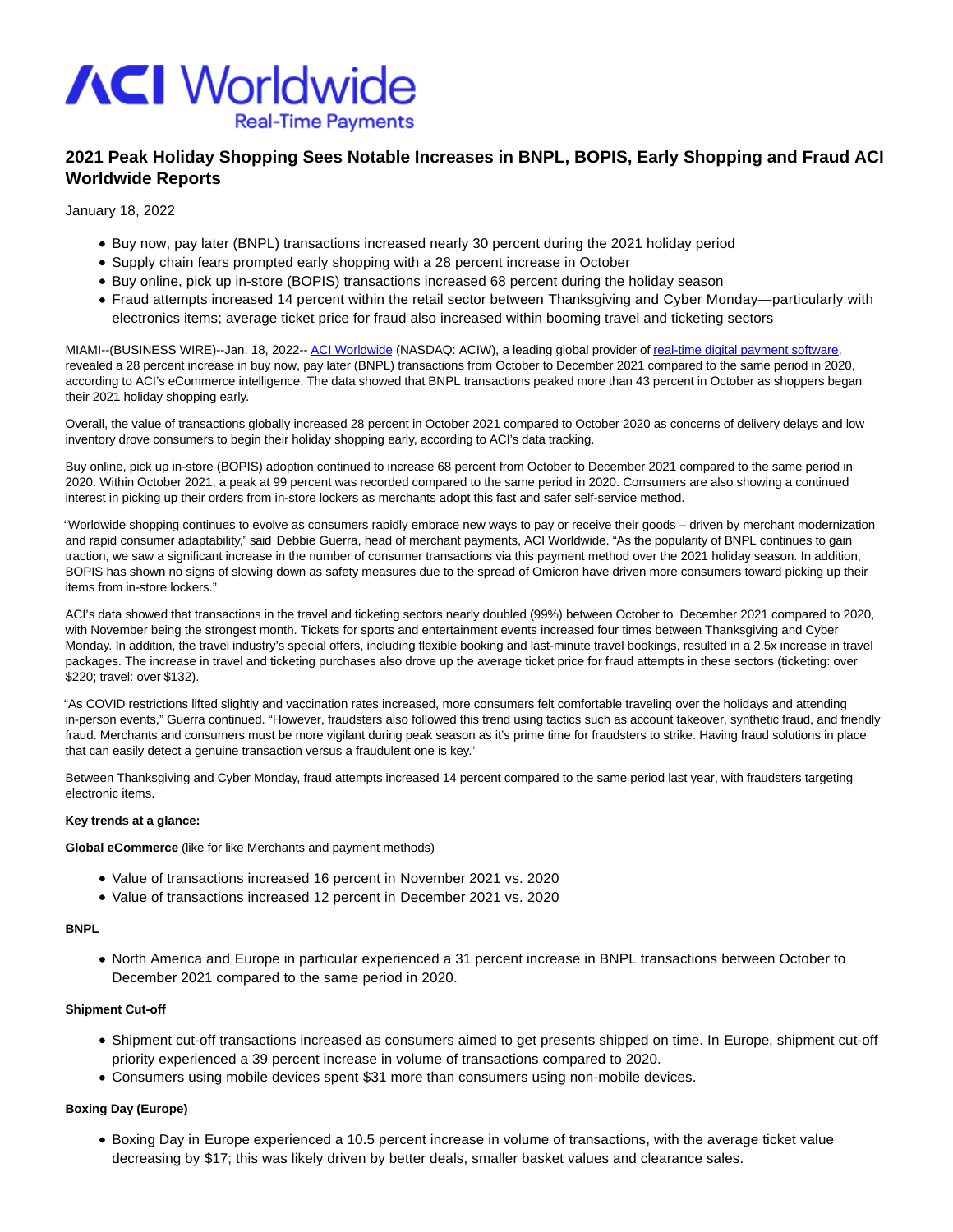# 2021 Peak Holiday Shopping Sees Notable Increases in BNPL, BOPIS, Early Shopping and Fraud ACI Worldwide Reports

January 18, 2022

- Buy now, pay later (BNPL) transactions increased nearly 30 percent during the 2021 holiday period
- Supply chain fears prompted early shopping with a 28 percent increase in October
- Buy online, pick up in-store (BOPIS) transactions increased 68 percent during the holiday season
- Fraud attempts increased 14 percent within the retail sector between Thanksgiving and Cyber Monday—particularly with electronics items; average ticket price for fraud also increased within booming travel and ticketing sectors

MIAMI--(BUSINESS WIRE)--Jan. 18, 2022-- ACI Worldwide (NASDAQ: ACIW), a leading global provider of real-time digital payment software, revealed a 28 percent increase in buy now, pay later (BNPL) transactions from October to December 2021 compared to the same period in 2020, according to ACI's eCommerce intelligence. The data showed that BNPL transactions peaked more than 43 percent in October as shoppers began their 2021 holiday shopping early.

Overall, the value of transactions globally increased 28 percent in October 2021 compared to October 2020 as concerns of delivery delays and low inventory drove consumers to begin their holiday shopping early, according to ACI's data tracking.

Buy online, pick up in-store (BOPIS) adoption continued to increase 68 percent from October to December 2021 compared to the same period in 2020. Within October 2021, a peak at 99 percent was recorded compared to the same period in 2020. Consumers are also showing a continued interest in picking up their orders from in-store lockers as merchants adopt this fast and safer self-service method.

"Worldwide shopping continues to evolve as consumers rapidly embrace new ways to pay or receive their goods – driven by merchant modernization and rapid consumer adaptability," said Debbie Guerra, head of merchant payments, ACI Worldwide. "As the popularity of BNPL continues to gain traction, we saw a significant increase in the number of consumer transactions via this payment method over the 2021 holiday season. In addition, BOPIS has shown no signs of slowing down as safety measures due to the spread of Omicron have driven more consumers toward picking up their items from in-store lockers."

ACI's data showed that transactions in the travel and ticketing sectors nearly doubled (99%) between October to December 2021 compared to 2020, with November being the strongest month. Tickets for sports and entertainment events increased four times between Thanksgiving and Cyber Monday. In addition, the travel industry's special offers, including flexible booking and last-minute travel bookings, resulted in a 2.5x increase in travel packages. The increase in travel and ticketing purchases also drove up the average ticket price for fraud attempts in these sectors (ticketing: over $220; travel: over $132).

"As COVID restrictions lifted slightly and vaccination rates increased, more consumers felt comfortable traveling over the holidays and attending in-person events," Guerra continued. "However, fraudsters also followed this trend using tactics such as account takeover, synthetic fraud, and friendly fraud. Merchants and consumers must be more vigilant during peak season as it's prime time for fraudsters to strike. Having fraud solutions in place that can easily detect a genuine transaction versus a fraudulent one is key."

Between Thanksgiving and Cyber Monday, fraud attempts increased 14 percent compared to the same period last year, with fraudsters targeting electronic items.

**Key trends at a glance:**

**Global eCommerce** (like for like Merchants and payment methods)

- Value of transactions increased 16 percent in November 2021 vs. 2020
- Value of transactions increased 12 percent in December 2021 vs. 2020

**BNPL**

- North America and Europe in particular experienced a 31 percent increase in BNPL transactions between October to December 2021 compared to the same period in 2020.

**Shipment Cut-off**

- Shipment cut-off transactions increased as consumers aimed to get presents shipped on time. In Europe, shipment cut-off priority experienced a 39 percent increase in volume of transactions compared to 2020.
- Consumers using mobile devices spent $31 more than consumers using non-mobile devices.

**Boxing Day (Europe)**

- Boxing Day in Europe experienced a 10.5 percent increase in volume of transactions, with the average ticket value decreasing by $17; this was likely driven by better deals, smaller basket values and clearance sales.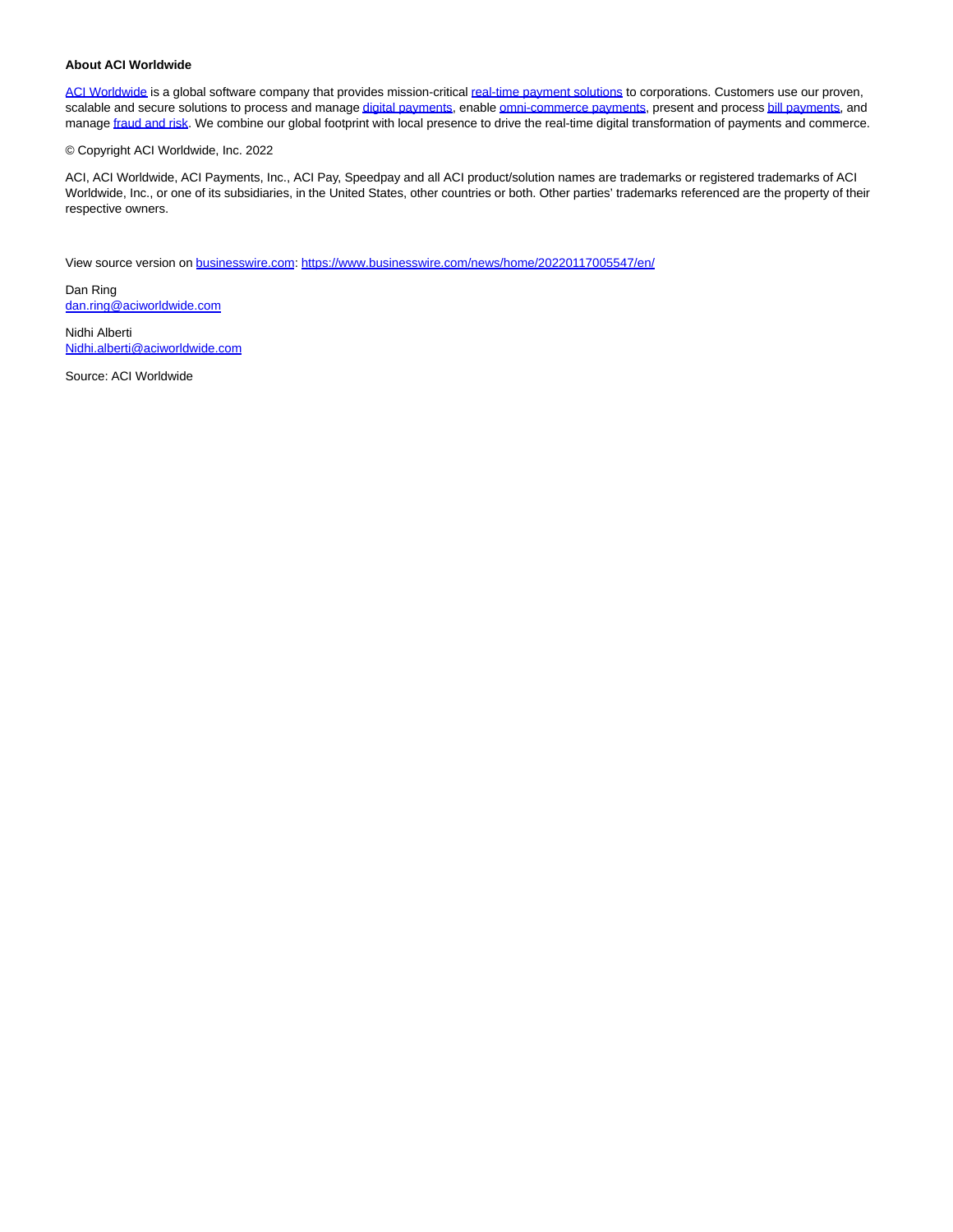**About ACI Worldwide**

ACI Worldwide is a global software company that provides mission-critical real-time payment solutions to corporations. Customers use our proven, scalable and secure solutions to process and manage digital payments, enable omni-commerce payments, present and process bill payments, and manage fraud and risk. We combine our global footprint with local presence to drive the real-time digital transformation of payments and commerce.

© Copyright ACI Worldwide, Inc. 2022

ACI, ACI Worldwide, ACI Payments, Inc., ACI Pay, Speedpay and all ACI product/solution names are trademarks or registered trademarks of ACI Worldwide, Inc., or one of its subsidiaries, in the United States, other countries or both. Other parties' trademarks referenced are the property of their respective owners.

View source version on businesswire.com: https://www.businesswire.com/news/home/20220117005547/en/

Dan Ring
dan.ring@aciworldwide.com

Nidhi Alberti
Nidhi.alberti@aciworldwide.com

Source: ACI Worldwide